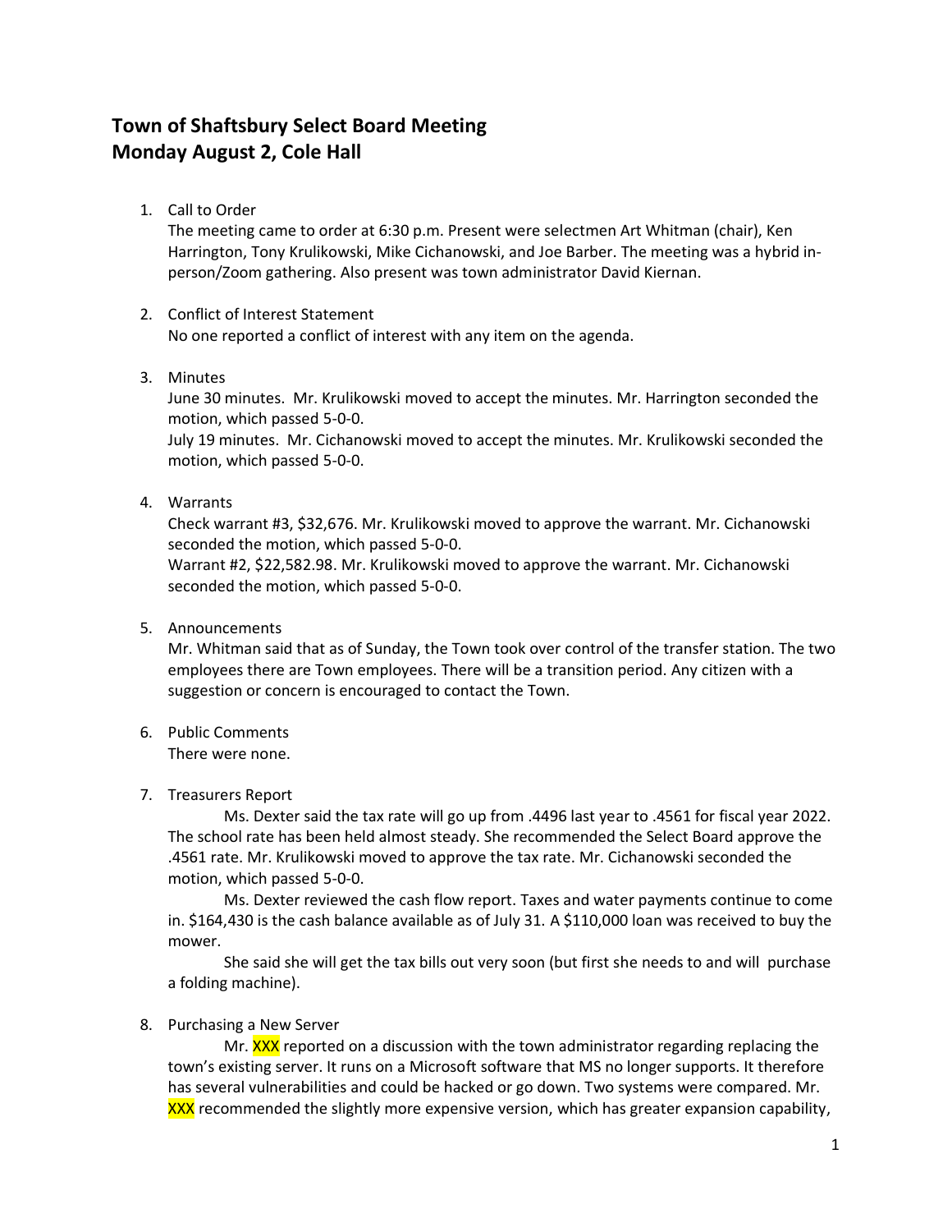# Town of Shaftsbury Select Board Meeting
# Monday August 2, Cole Hall

1. Call to Order
   The meeting came to order at 6:30 p.m. Present were selectmen Art Whitman (chair), Ken Harrington, Tony Krulikowski, Mike Cichanowski, and Joe Barber. The meeting was a hybrid in-person/Zoom gathering. Also present was town administrator David Kiernan.

2. Conflict of Interest Statement
   No one reported a conflict of interest with any item on the agenda.

3. Minutes
   June 30 minutes. Mr. Krulikowski moved to accept the minutes. Mr. Harrington seconded the motion, which passed 5-0-0.
   July 19 minutes. Mr. Cichanowski moved to accept the minutes. Mr. Krulikowski seconded the motion, which passed 5-0-0.

4. Warrants
   Check warrant #3, $32,676. Mr. Krulikowski moved to approve the warrant. Mr. Cichanowski seconded the motion, which passed 5-0-0.
   Warrant #2, $22,582.98. Mr. Krulikowski moved to approve the warrant. Mr. Cichanowski seconded the motion, which passed 5-0-0.

5. Announcements
   Mr. Whitman said that as of Sunday, the Town took over control of the transfer station. The two employees there are Town employees. There will be a transition period. Any citizen with a suggestion or concern is encouraged to contact the Town.

6. Public Comments
   There were none.

7. Treasurers Report
   Ms. Dexter said the tax rate will go up from .4496 last year to .4561 for fiscal year 2022. The school rate has been held almost steady. She recommended the Select Board approve the .4561 rate. Mr. Krulikowski moved to approve the tax rate. Mr. Cichanowski seconded the motion, which passed 5-0-0.
   Ms. Dexter reviewed the cash flow report. Taxes and water payments continue to come in. $164,430 is the cash balance available as of July 31. A $110,000 loan was received to buy the mower.
   She said she will get the tax bills out very soon (but first she needs to and will purchase a folding machine).

8. Purchasing a New Server
   Mr. XXX reported on a discussion with the town administrator regarding replacing the town's existing server. It runs on a Microsoft software that MS no longer supports. It therefore has several vulnerabilities and could be hacked or go down. Two systems were compared. Mr. XXX recommended the slightly more expensive version, which has greater expansion capability,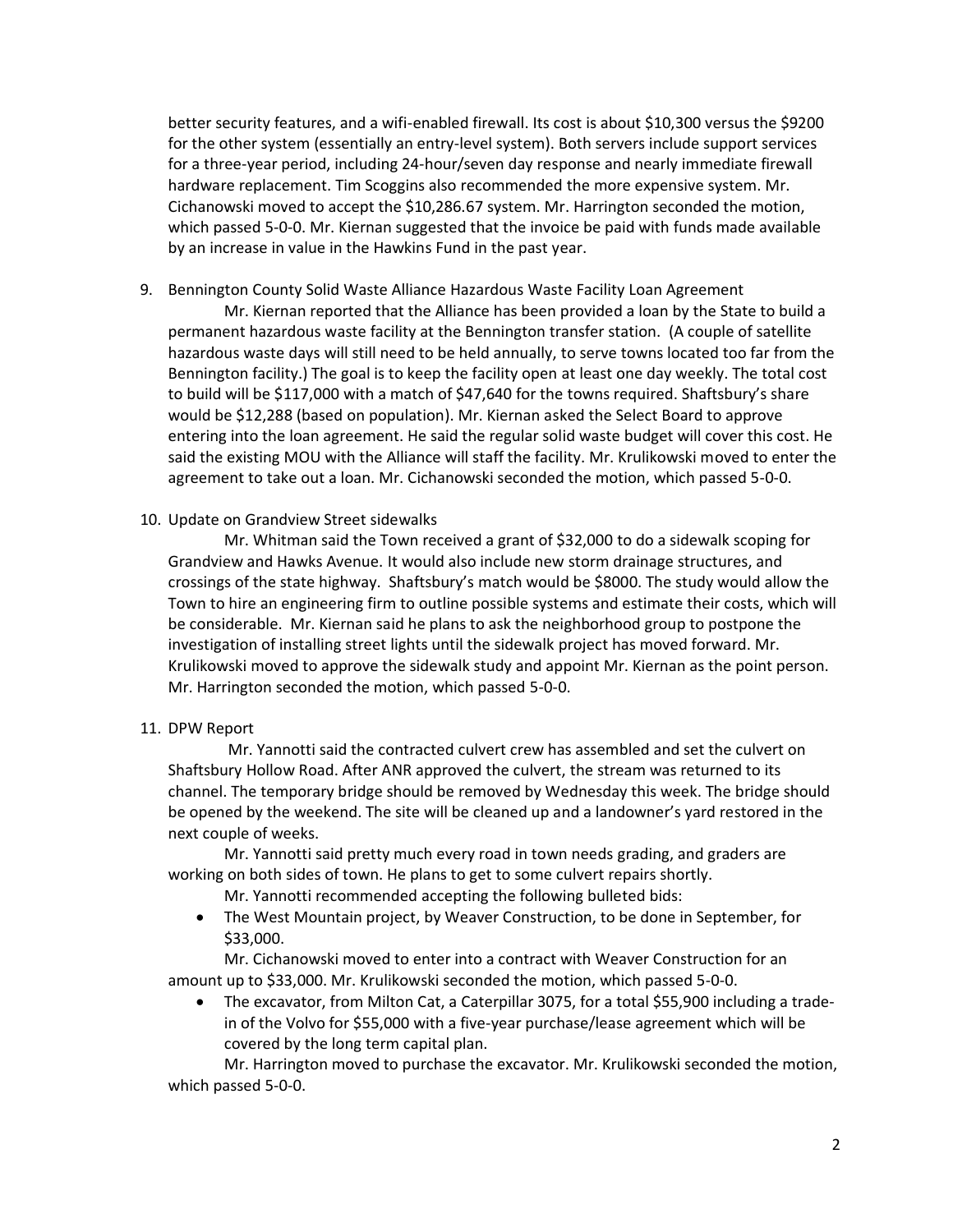better security features, and a wifi-enabled firewall. Its cost is about $10,300 versus the $9200 for the other system (essentially an entry-level system). Both servers include support services for a three-year period, including 24-hour/seven day response and nearly immediate firewall hardware replacement. Tim Scoggins also recommended the more expensive system. Mr. Cichanowski moved to accept the $10,286.67 system. Mr. Harrington seconded the motion, which passed 5-0-0. Mr. Kiernan suggested that the invoice be paid with funds made available by an increase in value in the Hawkins Fund in the past year.

9. Bennington County Solid Waste Alliance Hazardous Waste Facility Loan Agreement

   Mr. Kiernan reported that the Alliance has been provided a loan by the State to build a permanent hazardous waste facility at the Bennington transfer station. (A couple of satellite hazardous waste days will still need to be held annually, to serve towns located too far from the Bennington facility.) The goal is to keep the facility open at least one day weekly. The total cost to build will be $117,000 with a match of $47,640 for the towns required. Shaftsbury's share would be $12,288 (based on population). Mr. Kiernan asked the Select Board to approve entering into the loan agreement. He said the regular solid waste budget will cover this cost. He said the existing MOU with the Alliance will staff the facility. Mr. Krulikowski moved to enter the agreement to take out a loan. Mr. Cichanowski seconded the motion, which passed 5-0-0.

10. Update on Grandview Street sidewalks

    Mr. Whitman said the Town received a grant of $32,000 to do a sidewalk scoping for Grandview and Hawks Avenue. It would also include new storm drainage structures, and crossings of the state highway. Shaftsbury's match would be $8000. The study would allow the Town to hire an engineering firm to outline possible systems and estimate their costs, which will be considerable. Mr. Kiernan said he plans to ask the neighborhood group to postpone the investigation of installing street lights until the sidewalk project has moved forward. Mr. Krulikowski moved to approve the sidewalk study and appoint Mr. Kiernan as the point person. Mr. Harrington seconded the motion, which passed 5-0-0.

11. DPW Report

    Mr. Yannotti said the contracted culvert crew has assembled and set the culvert on Shaftsbury Hollow Road. After ANR approved the culvert, the stream was returned to its channel. The temporary bridge should be removed by Wednesday this week. The bridge should be opened by the weekend. The site will be cleaned up and a landowner's yard restored in the next couple of weeks.

    Mr. Yannotti said pretty much every road in town needs grading, and graders are working on both sides of town. He plans to get to some culvert repairs shortly.

    Mr. Yannotti recommended accepting the following bulleted bids:

    - The West Mountain project, by Weaver Construction, to be done in September, for $33,000.

    Mr. Cichanowski moved to enter into a contract with Weaver Construction for an amount up to $33,000. Mr. Krulikowski seconded the motion, which passed 5-0-0.

    - The excavator, from Milton Cat, a Caterpillar 3075, for a total $55,900 including a trade-in of the Volvo for $55,000 with a five-year purchase/lease agreement which will be covered by the long term capital plan.

    Mr. Harrington moved to purchase the excavator. Mr. Krulikowski seconded the motion, which passed 5-0-0.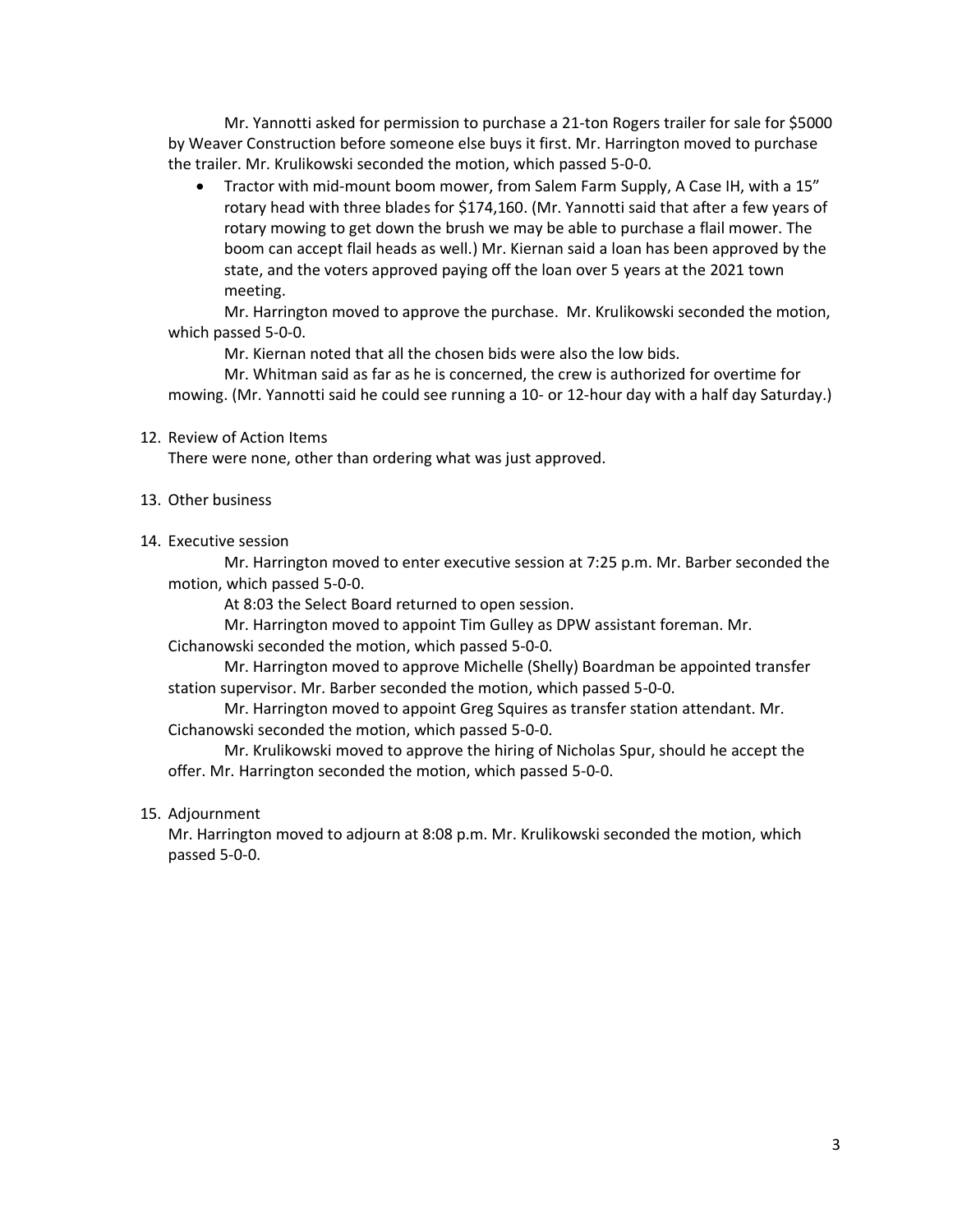Mr. Yannotti asked for permission to purchase a 21-ton Rogers trailer for sale for $5000 by Weaver Construction before someone else buys it first. Mr. Harrington moved to purchase the trailer. Mr. Krulikowski seconded the motion, which passed 5-0-0.

- Tractor with mid-mount boom mower, from Salem Farm Supply, A Case IH, with a 15" rotary head with three blades for $174,160. (Mr. Yannotti said that after a few years of rotary mowing to get down the brush we may be able to purchase a flail mower. The boom can accept flail heads as well.) Mr. Kiernan said a loan has been approved by the state, and the voters approved paying off the loan over 5 years at the 2021 town meeting.

Mr. Harrington moved to approve the purchase. Mr. Krulikowski seconded the motion, which passed 5-0-0.

Mr. Kiernan noted that all the chosen bids were also the low bids.

Mr. Whitman said as far as he is concerned, the crew is authorized for overtime for mowing. (Mr. Yannotti said he could see running a 10- or 12-hour day with a half day Saturday.)

12. Review of Action Items

There were none, other than ordering what was just approved.

13. Other business

14. Executive session

Mr. Harrington moved to enter executive session at 7:25 p.m. Mr. Barber seconded the motion, which passed 5-0-0.

At 8:03 the Select Board returned to open session.

Mr. Harrington moved to appoint Tim Gulley as DPW assistant foreman. Mr. Cichanowski seconded the motion, which passed 5-0-0.

Mr. Harrington moved to approve Michelle (Shelly) Boardman be appointed transfer station supervisor. Mr. Barber seconded the motion, which passed 5-0-0.

Mr. Harrington moved to appoint Greg Squires as transfer station attendant. Mr. Cichanowski seconded the motion, which passed 5-0-0.

Mr. Krulikowski moved to approve the hiring of Nicholas Spur, should he accept the offer. Mr. Harrington seconded the motion, which passed 5-0-0.

15. Adjournment

Mr. Harrington moved to adjourn at 8:08 p.m. Mr. Krulikowski seconded the motion, which passed 5-0-0.